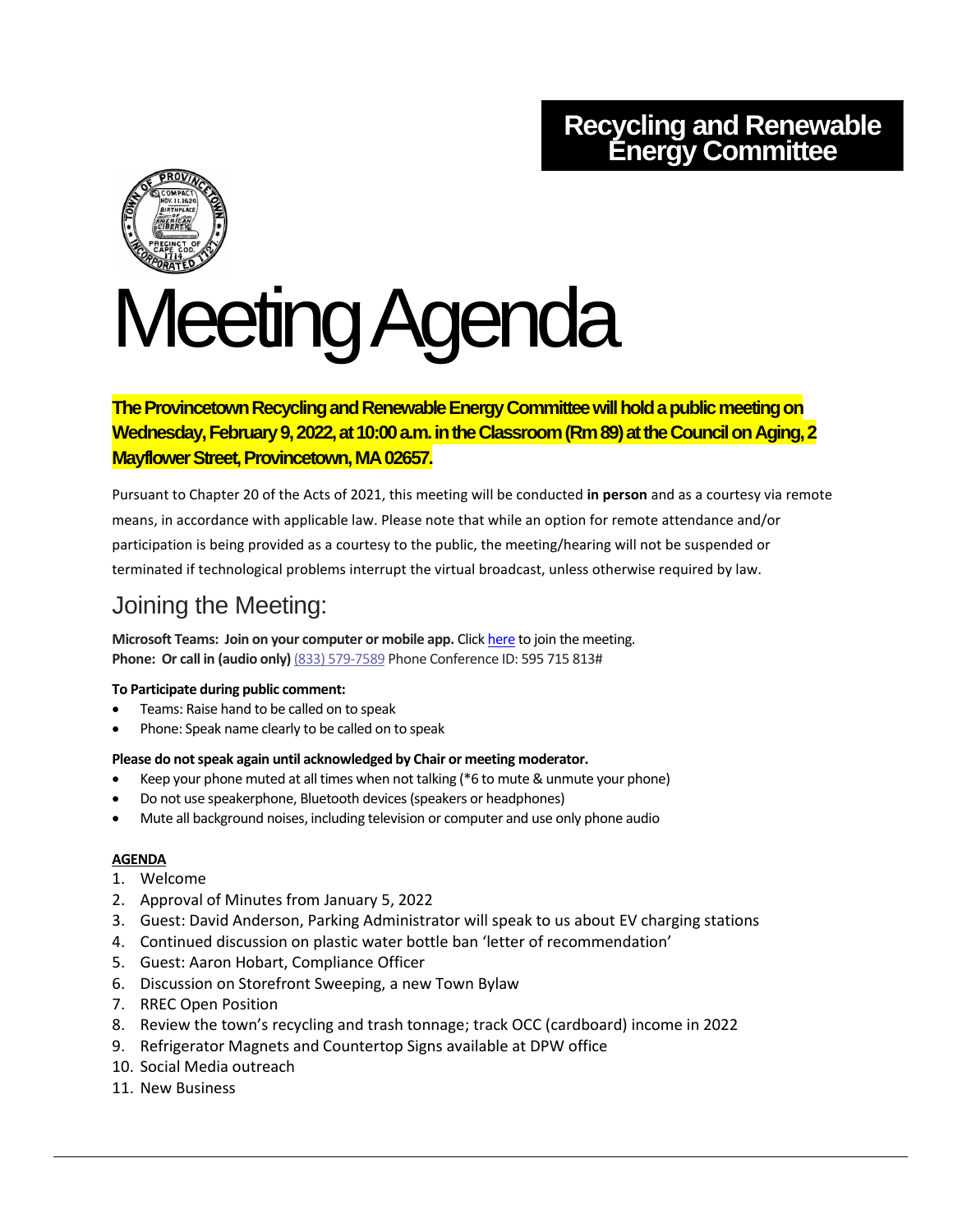# Recycling and Renewable Energy Committee

# Meeting Agenda

**The Provincetown Recycling and Renewable Energy Committee will hold a public meeting on Wednesday, February 9, 2022, at 10:00 a.m. in the Classroom (Rm 89) at the Council on Aging, 2 Mayflower Street, Provincetown, MA 02657.**

Pursuant to Chapter 20 of the Acts of 2021, this meeting will be conducted **in person** and as a courtesy via remote means, in accordance with applicable law. Please note that while an option for remote attendance and/or participation is being provided as a courtesy to the public, the meeting/hearing will not be suspended or terminated if technological problems interrupt the virtual broadcast, unless otherwise required by law.

## Joining the Meeting:

**Microsoft Teams: Join on your computer or mobile app.** Click here to join the meeting.
**Phone: Or call in (audio only)** (833) 579-7589 Phone Conference ID: 595 715 813#

**To Participate during public comment:**

- Teams: Raise hand to be called on to speak
- Phone: Speak name clearly to be called on to speak

**Please do not speak again until acknowledged by Chair or meeting moderator.**

- Keep your phone muted at all times when not talking (*6 to mute & unmute your phone)
- Do not use speakerphone, Bluetooth devices (speakers or headphones)
- Mute all background noises, including television or computer and use only phone audio

**AGENDA**

1. Welcome
2. Approval of Minutes from January 5, 2022
3. Guest: David Anderson, Parking Administrator will speak to us about EV charging stations
4. Continued discussion on plastic water bottle ban 'letter of recommendation'
5. Guest: Aaron Hobart, Compliance Officer
6. Discussion on Storefront Sweeping, a new Town Bylaw
7. RREC Open Position
8. Review the town's recycling and trash tonnage; track OCC (cardboard) income in 2022
9. Refrigerator Magnets and Countertop Signs available at DPW office
10. Social Media outreach
11. New Business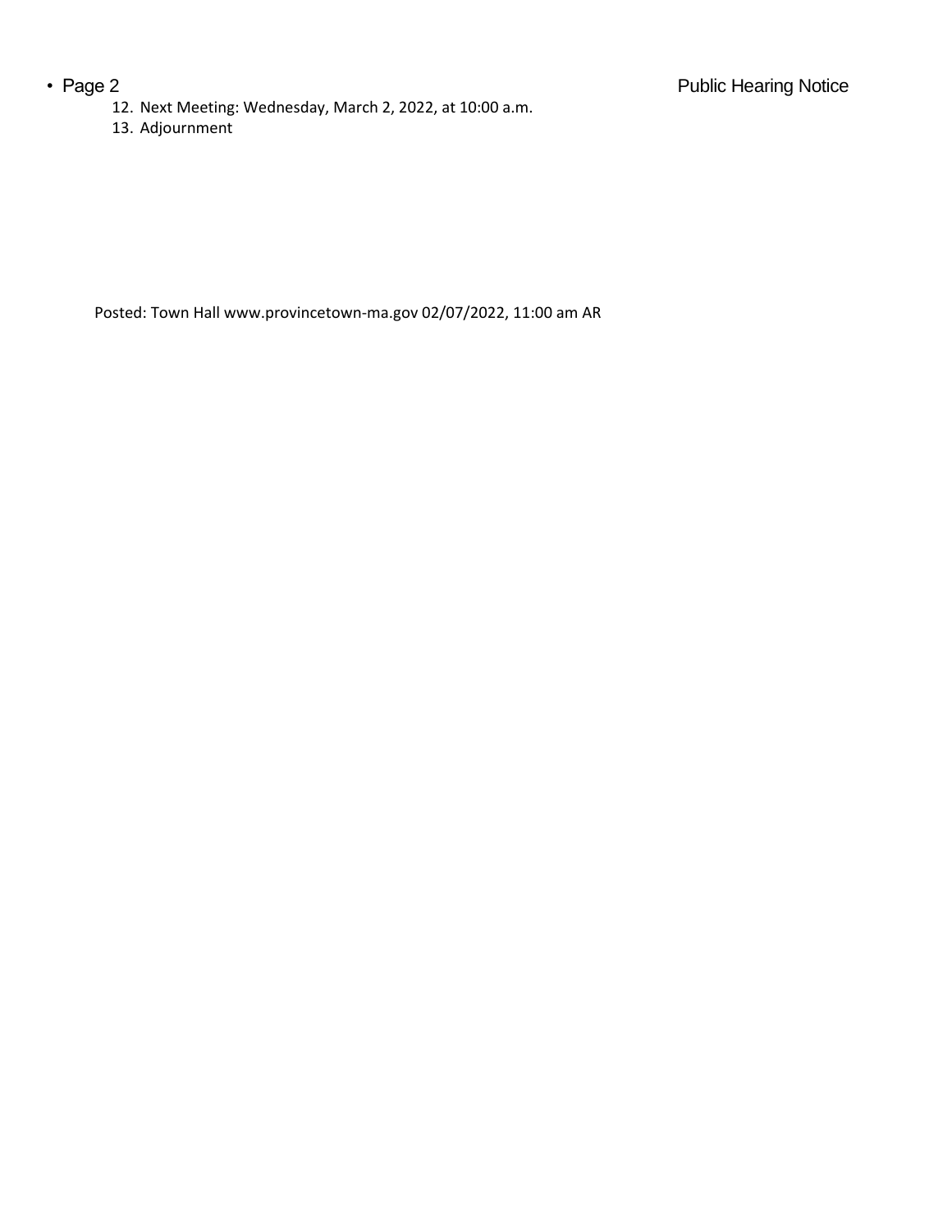12. Next Meeting: Wednesday, March 2, 2022, at 10:00 a.m.
13. Adjournment

Posted: Town Hall www.provincetown-ma.gov 02/07/2022, 11:00 am AR